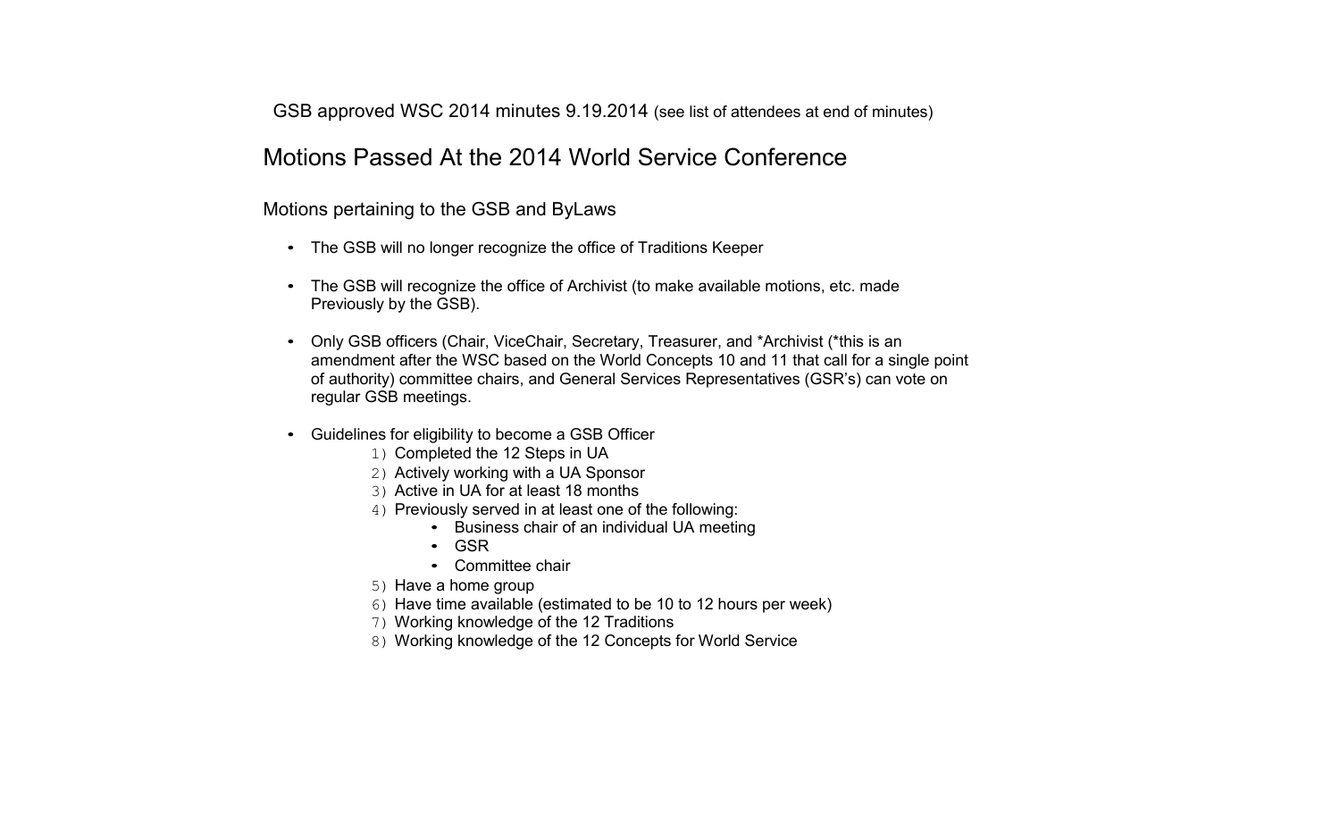GSB approved WSC 2014 minutes 9.19.2014 (see list of attendees at end of minutes)

# Motions Passed At the 2014 World Service Conference

## Motions pertaining to the GSB and ByLaws

- The GSB will no longer recognize the office of Traditions Keeper

- The GSB will recognize the office of Archivist (to make available motions, etc. made Previously by the GSB).

- Only GSB officers (Chair, ViceChair, Secretary, Treasurer, and *Archivist (*this is an amendment after the WSC based on the World Concepts 10 and 11 that call for a single point of authority) committee chairs, and General Services Representatives (GSR's) can vote on regular GSB meetings.

- Guidelines for eligibility to become a GSB Officer
    1) Completed the 12 Steps in UA
    2) Actively working with a UA Sponsor
    3) Active in UA for at least 18 months
    4) Previously served in at least one of the following:
        - Business chair of an individual UA meeting
        - GSR
        - Committee chair
    5) Have a home group
    6) Have time available (estimated to be 10 to 12 hours per week)
    7) Working knowledge of the 12 Traditions
    8) Working knowledge of the 12 Concepts for World Service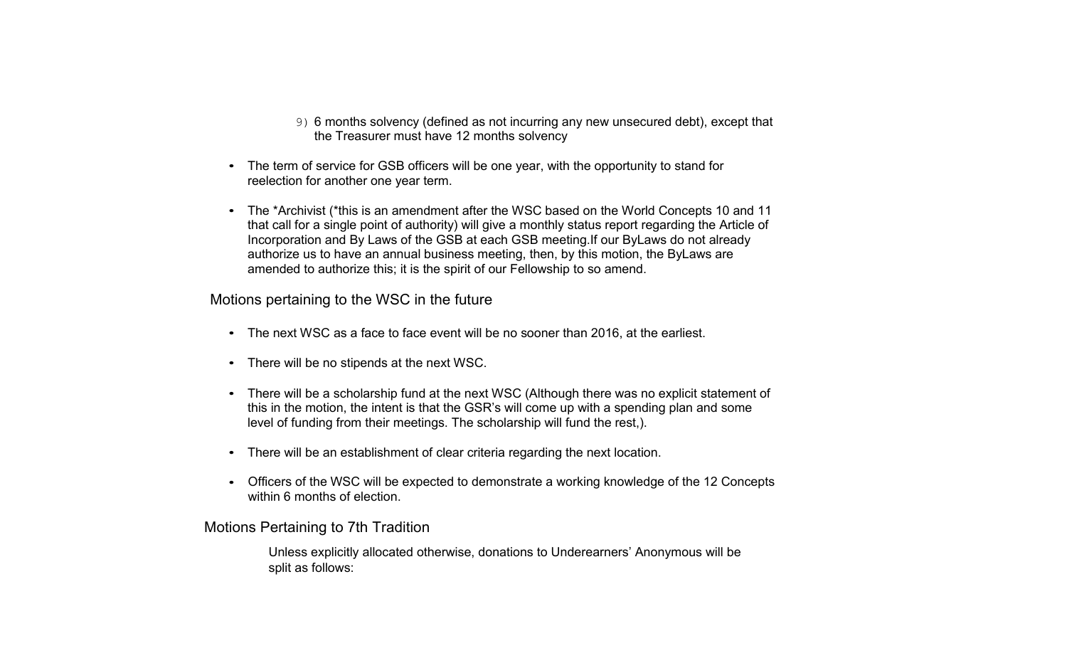9) 6 months solvency (defined as not incurring any new unsecured debt), except that the Treasurer must have 12 months solvency

- The term of service for GSB officers will be one year, with the opportunity to stand for reelection for another one year term.

- The *Archivist (*this is an amendment after the WSC based on the World Concepts 10 and 11 that call for a single point of authority) will give a monthly status report regarding the Article of Incorporation and By Laws of the GSB at each GSB meeting.If our ByLaws do not already authorize us to have an annual business meeting, then, by this motion, the ByLaws are amended to authorize this; it is the spirit of our Fellowship to so amend.

## Motions pertaining to the WSC in the future

- The next WSC as a face to face event will be no sooner than 2016, at the earliest.

- There will be no stipends at the next WSC.

- There will be a scholarship fund at the next WSC (Although there was no explicit statement of this in the motion, the intent is that the GSR's will come up with a spending plan and some level of funding from their meetings. The scholarship will fund the rest,).

- There will be an establishment of clear criteria regarding the next location.

- Officers of the WSC will be expected to demonstrate a working knowledge of the 12 Concepts within 6 months of election.

## Motions Pertaining to 7th Tradition

Unless explicitly allocated otherwise, donations to Underearners' Anonymous will be split as follows: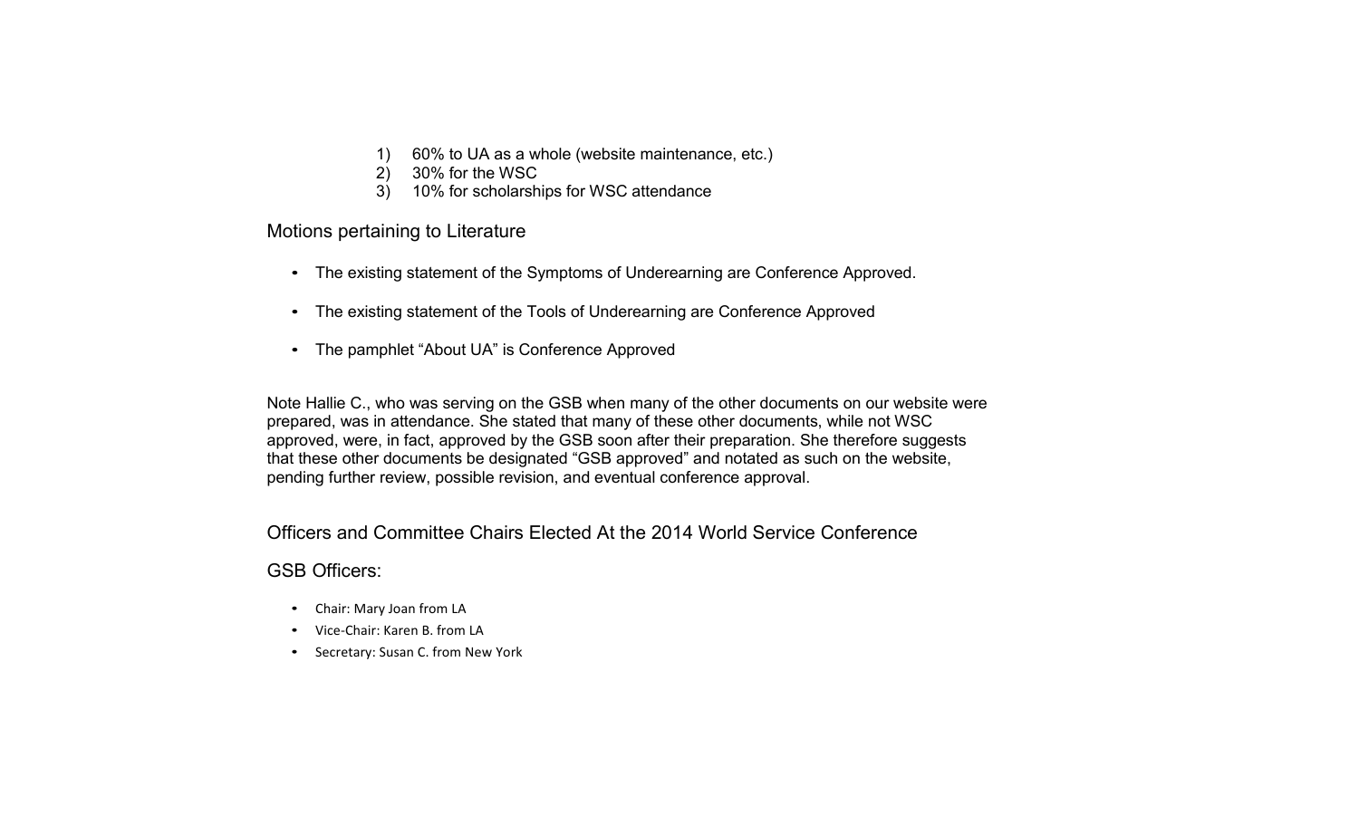1) 60% to UA as a whole (website maintenance, etc.)
2) 30% for the WSC
3) 10% for scholarships for WSC attendance

## Motions pertaining to Literature

- The existing statement of the Symptoms of Underearning are Conference Approved.
- The existing statement of the Tools of Underearning are Conference Approved
- The pamphlet "About UA" is Conference Approved

Note Hallie C., who was serving on the GSB when many of the other documents on our website were prepared, was in attendance. She stated that many of these other documents, while not WSC approved, were, in fact, approved by the GSB soon after their preparation. She therefore suggests that these other documents be designated "GSB approved" and notated as such on the website, pending further review, possible revision, and eventual conference approval.

## Officers and Committee Chairs Elected At the 2014 World Service Conference

## GSB Officers:

- Chair: Mary Joan from LA
- Vice-Chair: Karen B. from LA
- Secretary: Susan C. from New York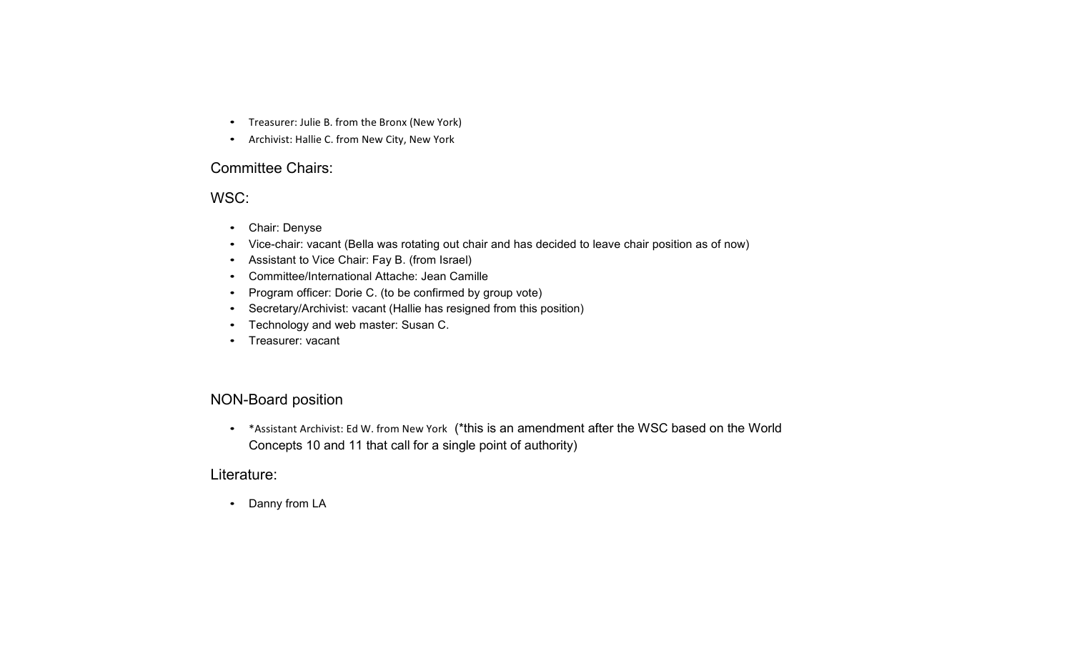- Treasurer: Julie B. from the Bronx (New York)
- Archivist: Hallie C. from New City, New York

## Committee Chairs:

## WSC:

- Chair: Denyse
- Vice-chair: vacant (Bella was rotating out chair and has decided to leave chair position as of now)
- Assistant to Vice Chair: Fay B. (from Israel)
- Committee/International Attache: Jean Camille
- Program officer: Dorie C. (to be confirmed by group vote)
- Secretary/Archivist: vacant (Hallie has resigned from this position)
- Technology and web master: Susan C.
- Treasurer: vacant

## NON-Board position

- *Assistant Archivist: Ed W. from New York (*this is an amendment after the WSC based on the World Concepts 10 and 11 that call for a single point of authority)

## Literature:

- Danny from LA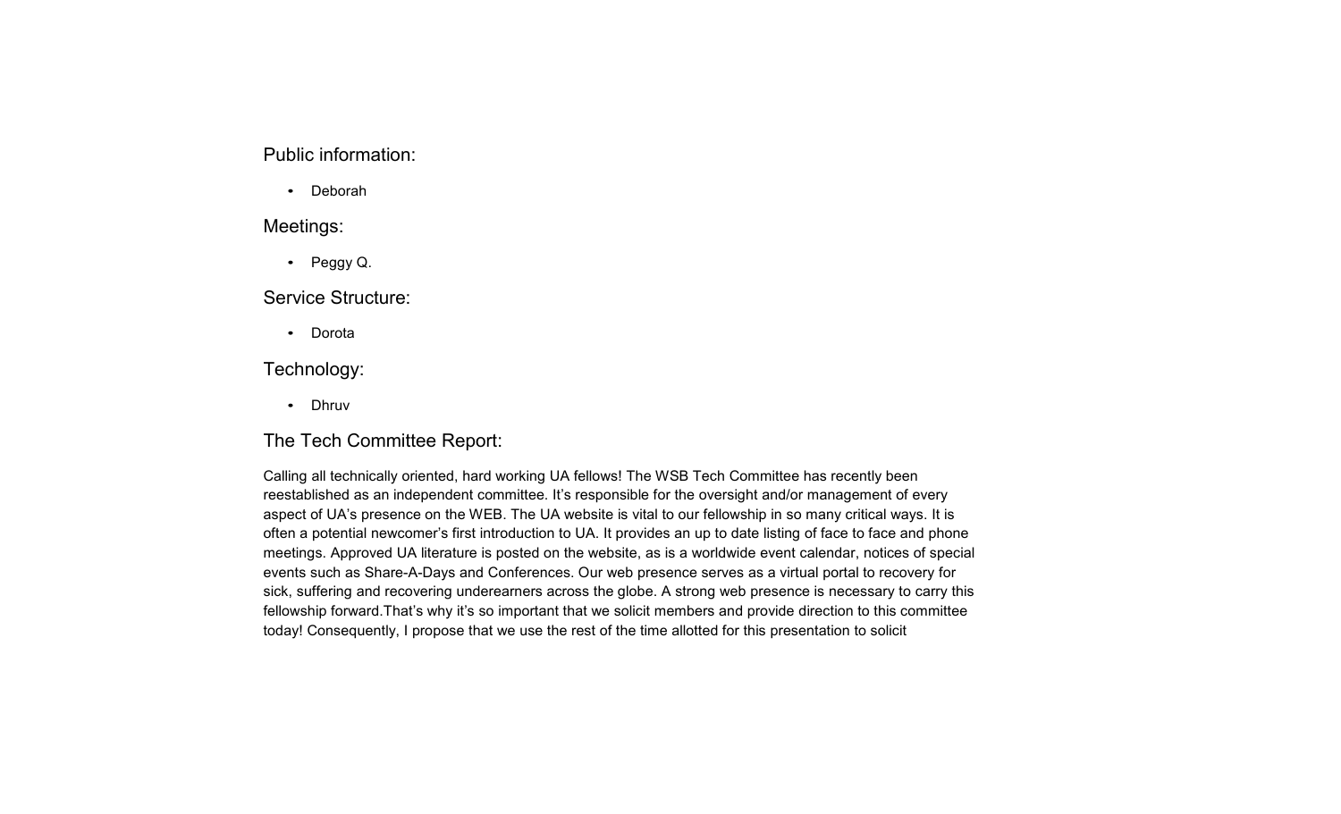### Public information:

- Deborah

### Meetings:

- Peggy Q.

### Service Structure:

- Dorota

### Technology:

- Dhruv

### The Tech Committee Report:

Calling all technically oriented, hard working UA fellows! The WSB Tech Committee has recently been reestablished as an independent committee. It's responsible for the oversight and/or management of every aspect of UA's presence on the WEB. The UA website is vital to our fellowship in so many critical ways. It is often a potential newcomer's first introduction to UA. It provides an up to date listing of face to face and phone meetings. Approved UA literature is posted on the website, as is a worldwide event calendar, notices of special events such as Share-A-Days and Conferences. Our web presence serves as a virtual portal to recovery for sick, suffering and recovering underearners across the globe. A strong web presence is necessary to carry this fellowship forward.That's why it's so important that we solicit members and provide direction to this committee today! Consequently, I propose that we use the rest of the time allotted for this presentation to solicit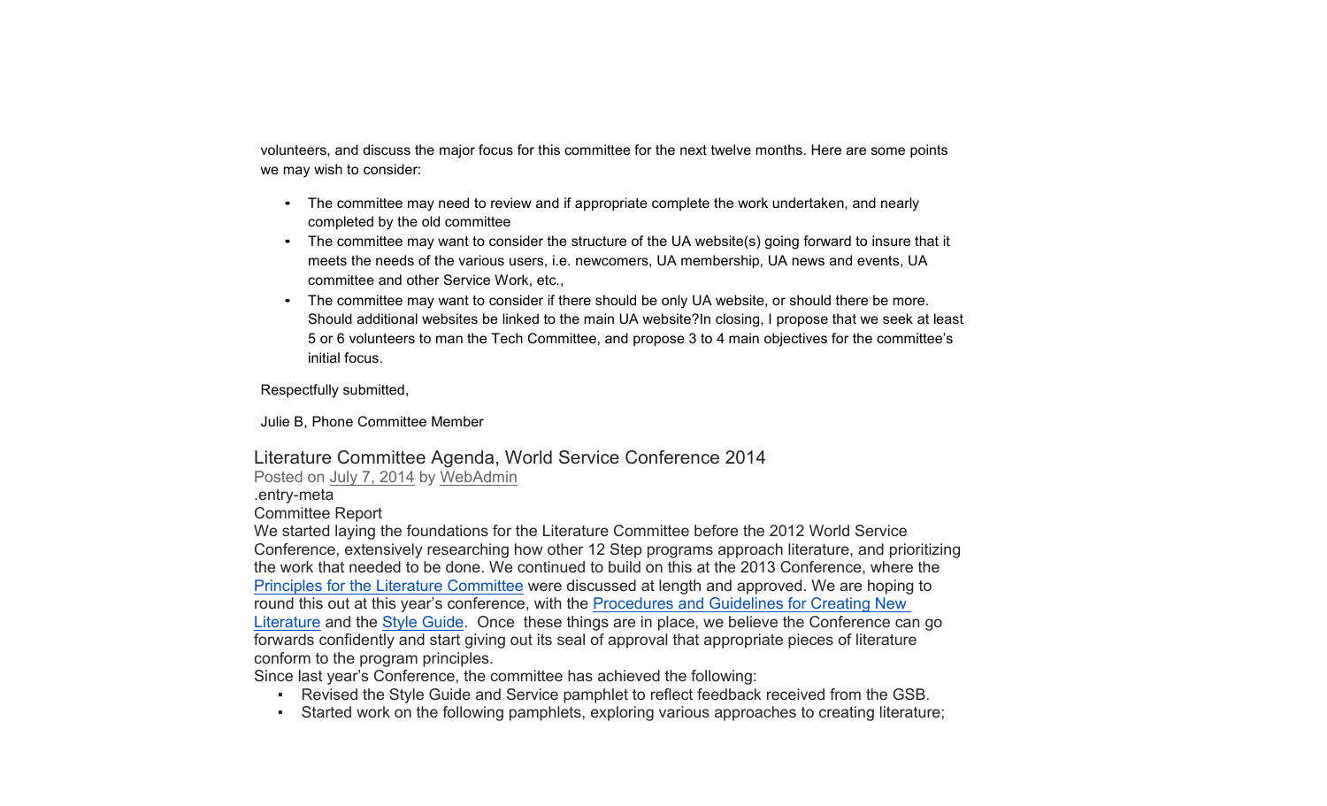volunteers, and discuss the major focus for this committee for the next twelve months. Here are some points we may wish to consider:

- The committee may need to review and if appropriate complete the work undertaken, and nearly completed by the old committee
- The committee may want to consider the structure of the UA website(s) going forward to insure that it meets the needs of the various users, i.e. newcomers, UA membership, UA news and events, UA committee and other Service Work, etc.,
- The committee may want to consider if there should be only UA website, or should there be more. Should additional websites be linked to the main UA website?In closing, I propose that we seek at least 5 or 6 volunteers to man the Tech Committee, and propose 3 to 4 main objectives for the committee's initial focus.

Respectfully submitted,

Julie B, Phone Committee Member

## Literature Committee Agenda, World Service Conference 2014

Posted on July 7, 2014 by WebAdmin

.entry-meta

Committee Report

We started laying the foundations for the Literature Committee before the 2012 World Service Conference, extensively researching how other 12 Step programs approach literature, and prioritizing the work that needed to be done. We continued to build on this at the 2013 Conference, where the Principles for the Literature Committee were discussed at length and approved. We are hoping to round this out at this year's conference, with the Procedures and Guidelines for Creating New Literature and the Style Guide. Once these things are in place, we believe the Conference can go forwards confidently and start giving out its seal of approval that appropriate pieces of literature conform to the program principles.

Since last year's Conference, the committee has achieved the following:

- Revised the Style Guide and Service pamphlet to reflect feedback received from the GSB.
- Started work on the following pamphlets, exploring various approaches to creating literature;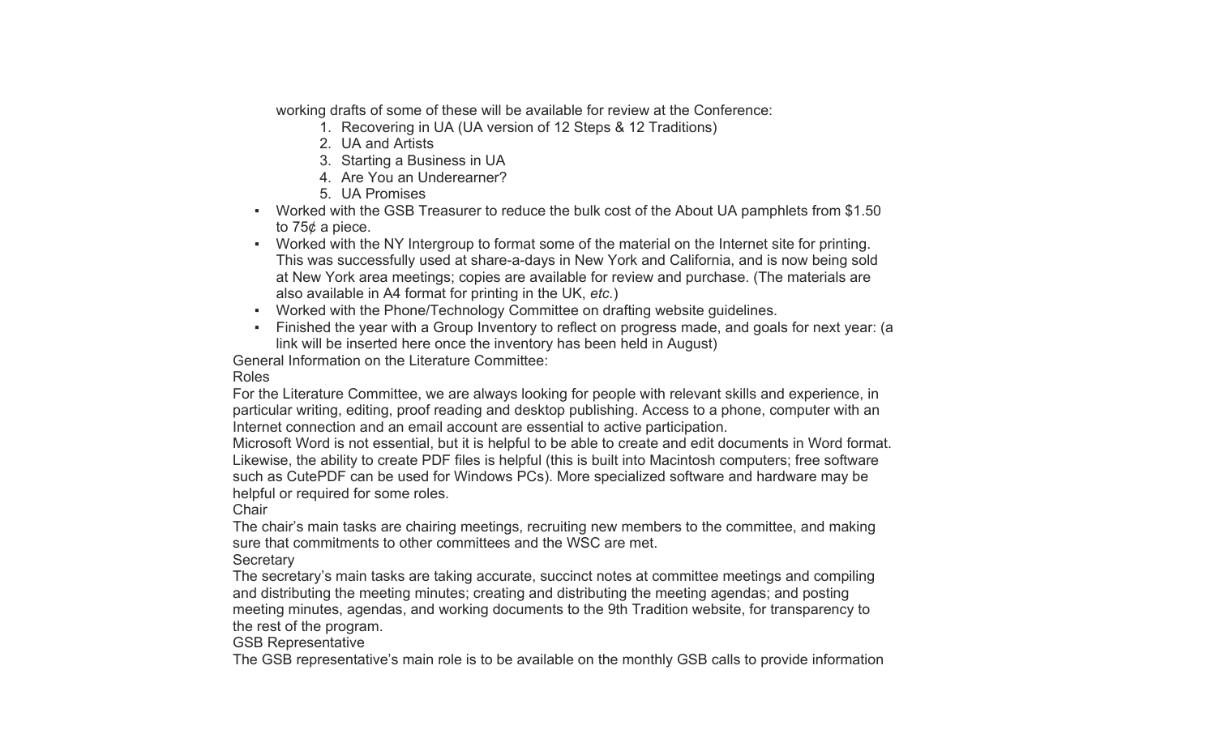working drafts of some of these will be available for review at the Conference:

1. Recovering in UA (UA version of 12 Steps & 12 Traditions)
2. UA and Artists
3. Starting a Business in UA
4. Are You an Underearner?
5. UA Promises

- Worked with the GSB Treasurer to reduce the bulk cost of the About UA pamphlets from $1.50 to 75¢ a piece.
- Worked with the NY Intergroup to format some of the material on the Internet site for printing. This was successfully used at share-a-days in New York and California, and is now being sold at New York area meetings; copies are available for review and purchase. (The materials are also available in A4 format for printing in the UK, *etc.*)
- Worked with the Phone/Technology Committee on drafting website guidelines.
- Finished the year with a Group Inventory to reflect on progress made, and goals for next year: (a link will be inserted here once the inventory has been held in August)

General Information on the Literature Committee:

Roles

For the Literature Committee, we are always looking for people with relevant skills and experience, in particular writing, editing, proof reading and desktop publishing. Access to a phone, computer with an Internet connection and an email account are essential to active participation.

Microsoft Word is not essential, but it is helpful to be able to create and edit documents in Word format. Likewise, the ability to create PDF files is helpful (this is built into Macintosh computers; free software such as CutePDF can be used for Windows PCs). More specialized software and hardware may be helpful or required for some roles.

Chair

The chair's main tasks are chairing meetings, recruiting new members to the committee, and making sure that commitments to other committees and the WSC are met.

Secretary

The secretary's main tasks are taking accurate, succinct notes at committee meetings and compiling and distributing the meeting minutes; creating and distributing the meeting agendas; and posting meeting minutes, agendas, and working documents to the 9th Tradition website, for transparency to the rest of the program.

GSB Representative

The GSB representative's main role is to be available on the monthly GSB calls to provide information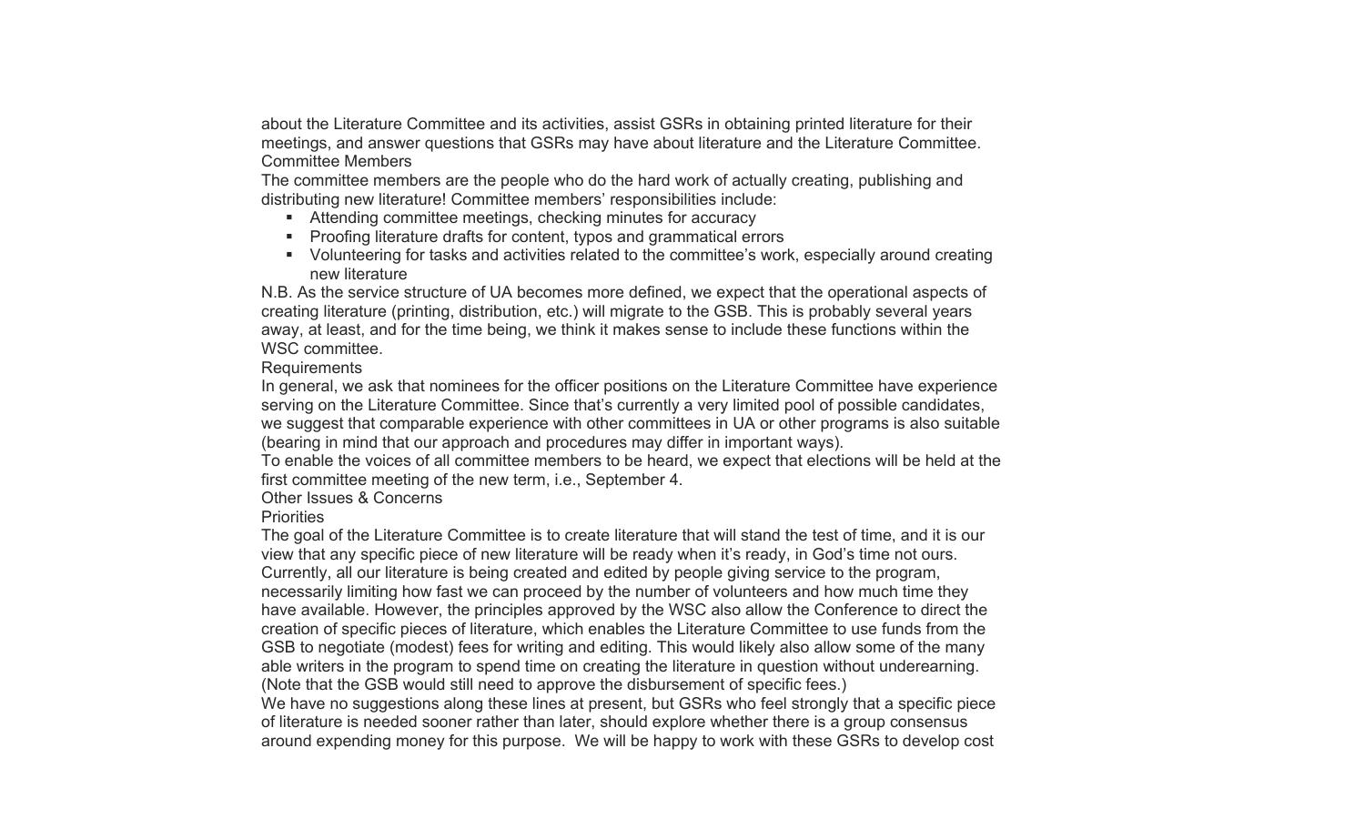about the Literature Committee and its activities, assist GSRs in obtaining printed literature for their meetings, and answer questions that GSRs may have about literature and the Literature Committee.

### Committee Members

The committee members are the people who do the hard work of actually creating, publishing and distributing new literature! Committee members' responsibilities include:

- Attending committee meetings, checking minutes for accuracy
- Proofing literature drafts for content, typos and grammatical errors
- Volunteering for tasks and activities related to the committee's work, especially around creating new literature

N.B. As the service structure of UA becomes more defined, we expect that the operational aspects of creating literature (printing, distribution, etc.) will migrate to the GSB. This is probably several years away, at least, and for the time being, we think it makes sense to include these functions within the WSC committee.

### Requirements

In general, we ask that nominees for the officer positions on the Literature Committee have experience serving on the Literature Committee. Since that's currently a very limited pool of possible candidates, we suggest that comparable experience with other committees in UA or other programs is also suitable (bearing in mind that our approach and procedures may differ in important ways).

To enable the voices of all committee members to be heard, we expect that elections will be held at the first committee meeting of the new term, i.e., September 4.

## Other Issues & Concerns

### Priorities

The goal of the Literature Committee is to create literature that will stand the test of time, and it is our view that any specific piece of new literature will be ready when it's ready, in God's time not ours. Currently, all our literature is being created and edited by people giving service to the program, necessarily limiting how fast we can proceed by the number of volunteers and how much time they have available. However, the principles approved by the WSC also allow the Conference to direct the creation of specific pieces of literature, which enables the Literature Committee to use funds from the GSB to negotiate (modest) fees for writing and editing. This would likely also allow some of the many able writers in the program to spend time on creating the literature in question without underearning. (Note that the GSB would still need to approve the disbursement of specific fees.)

We have no suggestions along these lines at present, but GSRs who feel strongly that a specific piece of literature is needed sooner rather than later, should explore whether there is a group consensus around expending money for this purpose. We will be happy to work with these GSRs to develop cost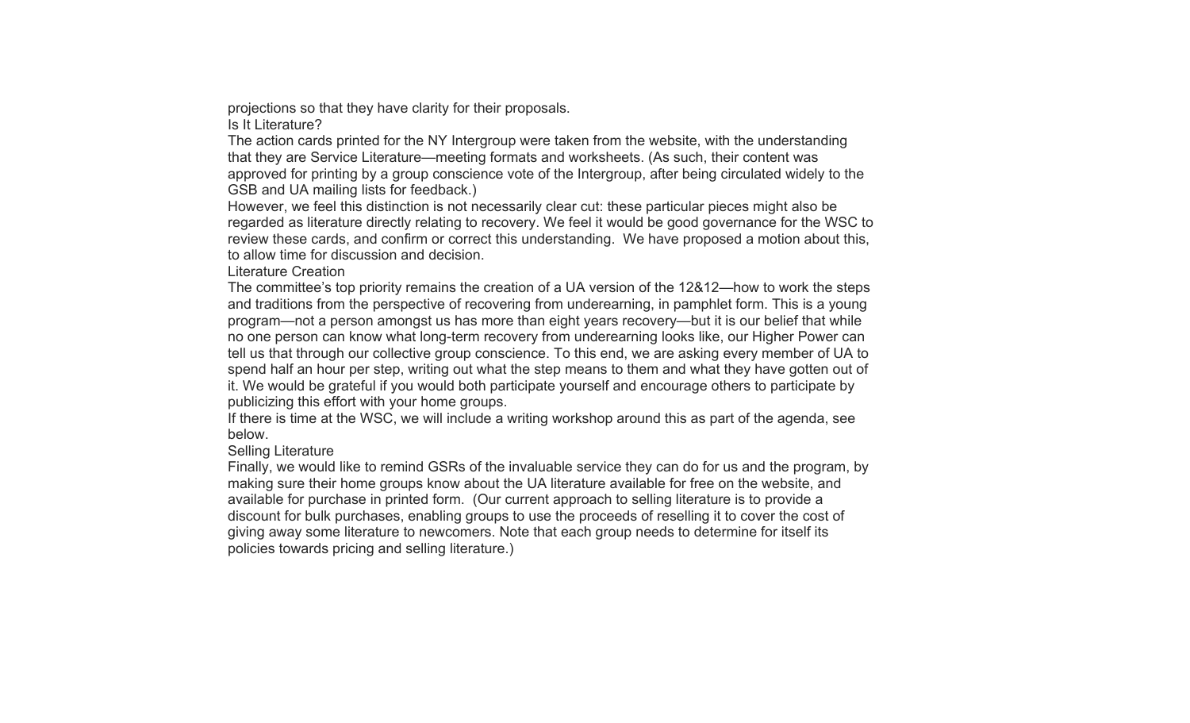projections so that they have clarity for their proposals.

### Is It Literature?

The action cards printed for the NY Intergroup were taken from the website, with the understanding that they are Service Literature—meeting formats and worksheets. (As such, their content was approved for printing by a group conscience vote of the Intergroup, after being circulated widely to the GSB and UA mailing lists for feedback.)

However, we feel this distinction is not necessarily clear cut: these particular pieces might also be regarded as literature directly relating to recovery. We feel it would be good governance for the WSC to review these cards, and confirm or correct this understanding. We have proposed a motion about this, to allow time for discussion and decision.

### Literature Creation

The committee's top priority remains the creation of a UA version of the 12&12—how to work the steps and traditions from the perspective of recovering from underearning, in pamphlet form. This is a young program—not a person amongst us has more than eight years recovery—but it is our belief that while no one person can know what long-term recovery from underearning looks like, our Higher Power can tell us that through our collective group conscience. To this end, we are asking every member of UA to spend half an hour per step, writing out what the step means to them and what they have gotten out of it. We would be grateful if you would both participate yourself and encourage others to participate by publicizing this effort with your home groups.

If there is time at the WSC, we will include a writing workshop around this as part of the agenda, see below.

### Selling Literature

Finally, we would like to remind GSRs of the invaluable service they can do for us and the program, by making sure their home groups know about the UA literature available for free on the website, and available for purchase in printed form. (Our current approach to selling literature is to provide a discount for bulk purchases, enabling groups to use the proceeds of reselling it to cover the cost of giving away some literature to newcomers. Note that each group needs to determine for itself its policies towards pricing and selling literature.)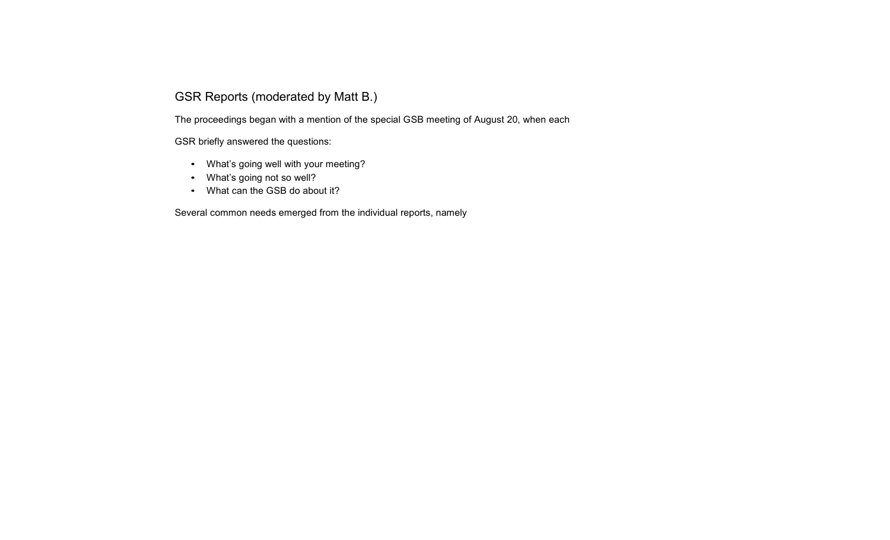## GSR Reports (moderated by Matt B.)

The proceedings began with a mention of the special GSB meeting of August 20, when each

GSR briefly answered the questions:

- What's going well with your meeting?
- What's going not so well?
- What can the GSB do about it?

Several common needs emerged from the individual reports, namely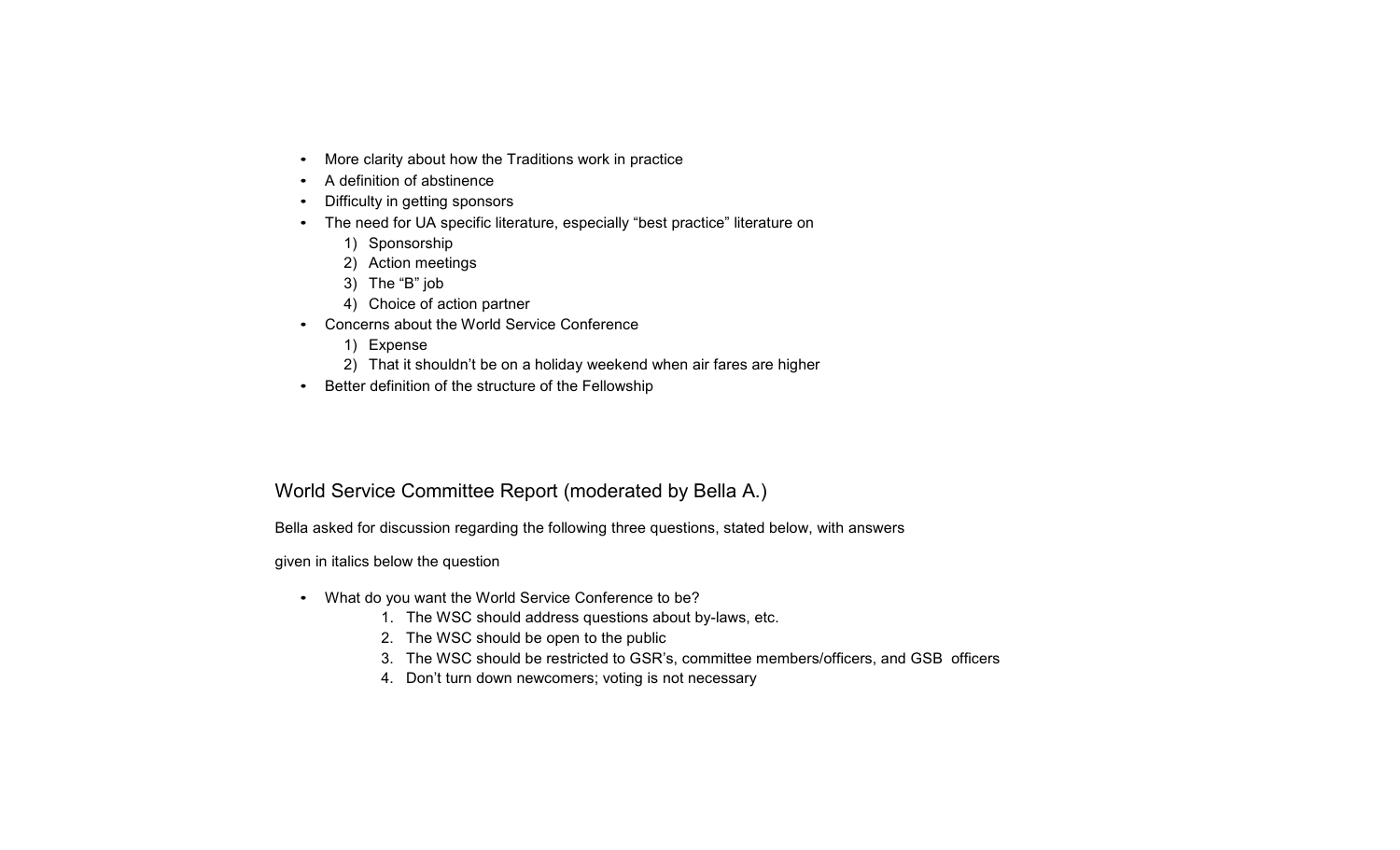- More clarity about how the Traditions work in practice
- A definition of abstinence
- Difficulty in getting sponsors
- The need for UA specific literature, especially "best practice" literature on
  1) Sponsorship
  2) Action meetings
  3) The "B" job
  4) Choice of action partner
- Concerns about the World Service Conference
  1) Expense
  2) That it shouldn't be on a holiday weekend when air fares are higher
- Better definition of the structure of the Fellowship

## World Service Committee Report (moderated by Bella A.)

Bella asked for discussion regarding the following three questions, stated below, with answers

given in italics below the question

- What do you want the World Service Conference to be?
  1. The WSC should address questions about by-laws, etc.
  2. The WSC should be open to the public
  3. The WSC should be restricted to GSR's, committee members/officers, and GSB officers
  4. Don't turn down newcomers; voting is not necessary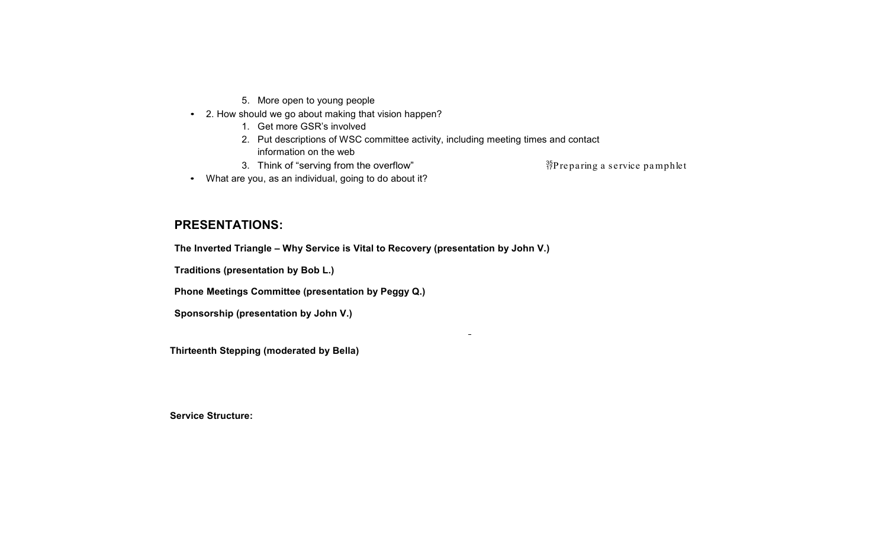5. More open to young people
- 2. How should we go about making that vision happen?
   1. Get more GSR's involved
   2. Put descriptions of WSC committee activity, including meeting times and contact information on the web
   3. Think of "serving from the overflow"
   
   Preparing a service pamphlet
- What are you, as an individual, going to do about it?

## PRESENTATIONS:

**The Inverted Triangle – Why Service is Vital to Recovery (presentation by John V.)**

**Traditions (presentation by Bob L.)**

**Phone Meetings Committee (presentation by Peggy Q.)**

**Sponsorship (presentation by John V.)**

**Thirteenth Stepping (moderated by Bella)**

**Service Structure:**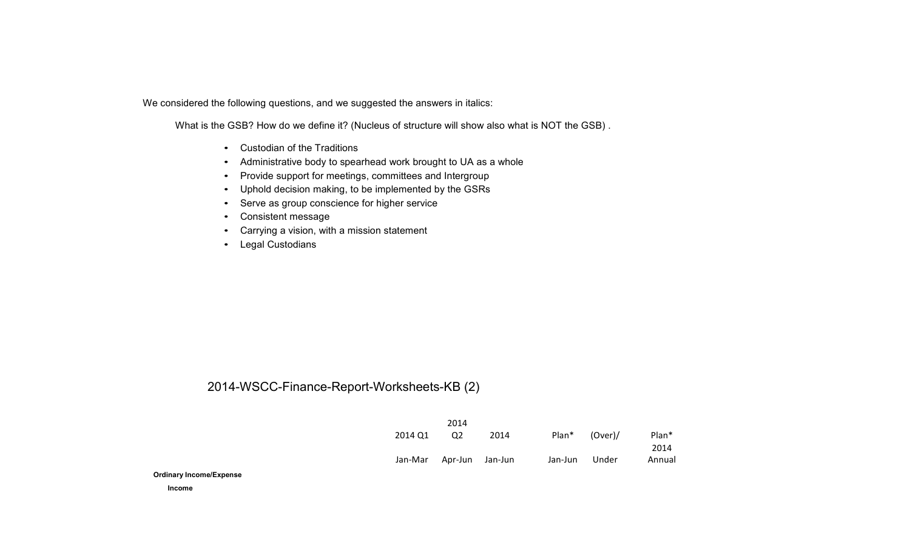We considered the following questions, and we suggested the answers in italics:

What is the GSB? How do we define it? (Nucleus of structure will show also what is NOT the GSB) .

- Custodian of the Traditions
- Administrative body to spearhead work brought to UA as a whole
- Provide support for meetings, committees and Intergroup
- Uphold decision making, to be implemented by the GSRs
- Serve as group conscience for higher service
- Consistent message
- Carrying a vision, with a mission statement
- Legal Custodians

2014-WSCC-Finance-Report-Worksheets-KB (2)

| | 2014 Q1 | 2014 Q2 | 2014 | Plan* | (Over)/ | Plan* 2014 |
|---|---|---|---|---|---|---|
| | Jan-Mar | Apr-Jun | Jan-Jun | Jan-Jun | Under | Annual |
| **Ordinary Income/Expense** | | | | | | |
| **Income** | | | | | | |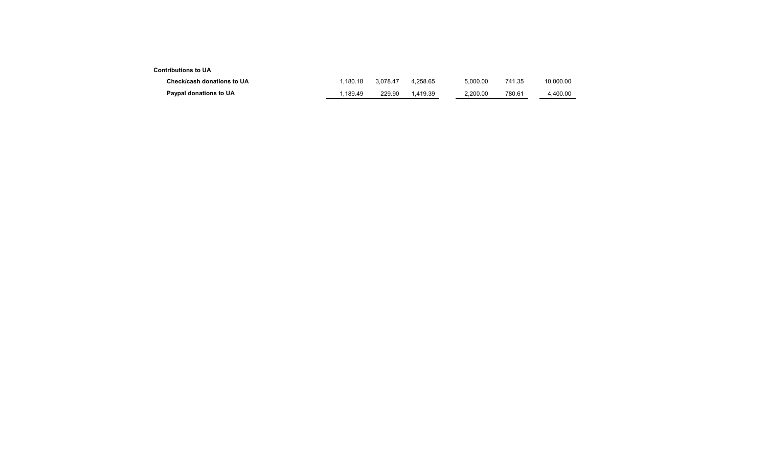| | | | | | | |
|---|---|---|---|---|---|---|
| **Contributions to UA** | | | | | | |
| **Check/cash donations to UA** | 1,180.18 | 3,078.47 | 4,258.65 | 5,000.00 | 741.35 | 10,000.00 |
| **Paypal donations to UA** | 1,189.49 | 229.90 | 1,419.39 | 2,200.00 | 780.61 | 4,400.00 |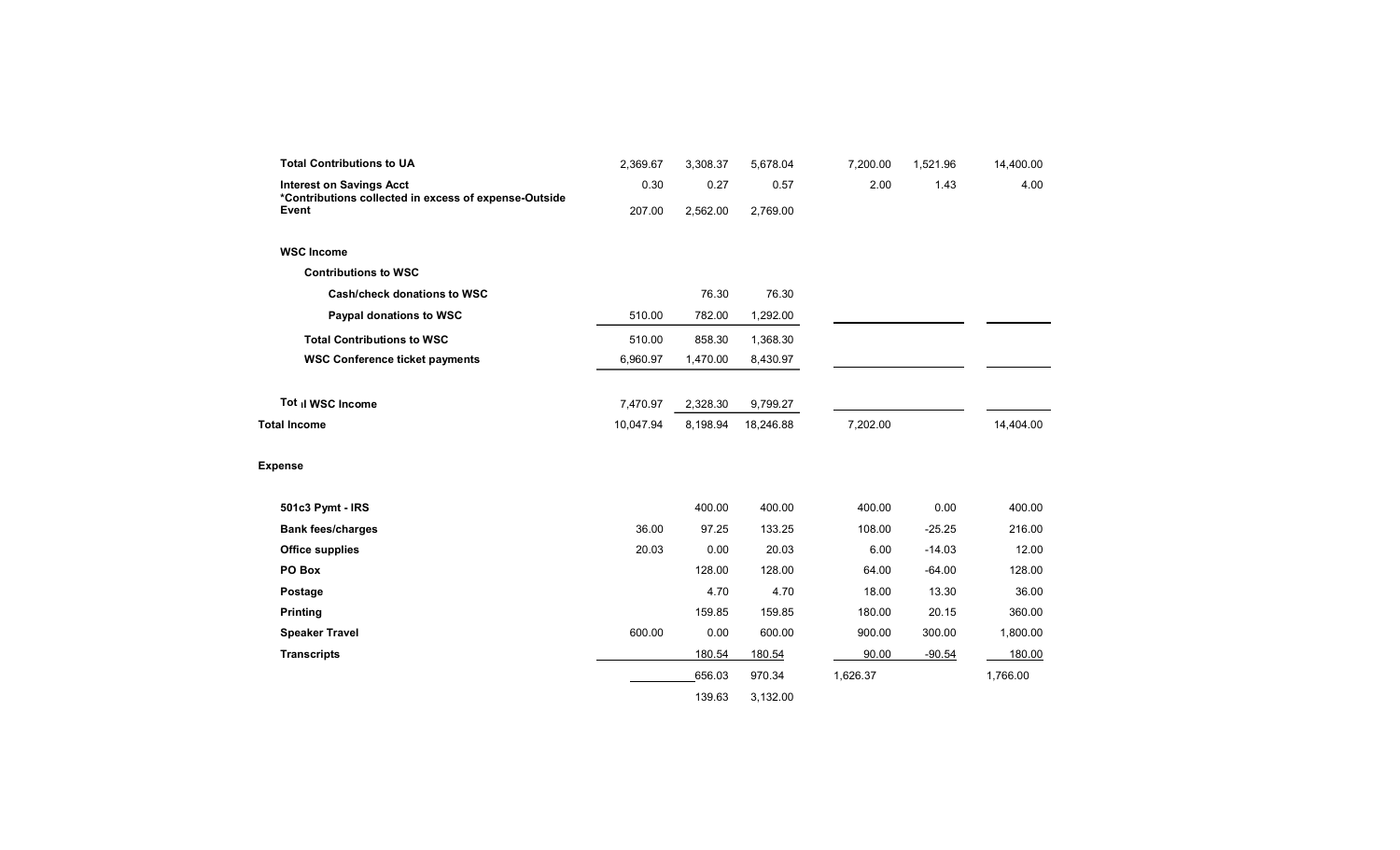| | | | | | | |
|---|---|---|---|---|---|---|
| **Total Contributions to UA** | 2,369.67 | 3,308.37 | 5,678.04 | 7,200.00 | 1,521.96 | 14,400.00 |
| **Interest on Savings Acct** | 0.30 | 0.27 | 0.57 | 2.00 | 1.43 | 4.00 |
| ***Contributions collected in excess of expense-Outside Event** | 207.00 | 2,562.00 | 2,769.00 | | | |
| **WSC Income** | | | | | | |
| **Contributions to WSC** | | | | | | |
| **Cash/check donations to WSC** | | 76.30 | 76.30 | | | |
| **Paypal donations to WSC** | 510.00 | 782.00 | 1,292.00 | | | |
| **Total Contributions to WSC** | 510.00 | 858.30 | 1,368.30 | | | |
| **WSC Conference ticket payments** | 6,960.97 | 1,470.00 | 8,430.97 | | | |
| **Tot ıl WSC Income** | 7,470.97 | 2,328.30 | 9,799.27 | | | |
| **Total Income** | 10,047.94 | 8,198.94 | 18,246.88 | 7,202.00 | | 14,404.00 |
| **Expense** | | | | | | |
| **501c3 Pymt - IRS** | | 400.00 | 400.00 | 400.00 | 0.00 | 400.00 |
| **Bank fees/charges** | 36.00 | 97.25 | 133.25 | 108.00 | -25.25 | 216.00 |
| **Office supplies** | 20.03 | 0.00 | 20.03 | 6.00 | -14.03 | 12.00 |
| **PO Box** | | 128.00 | 128.00 | 64.00 | -64.00 | 128.00 |
| **Postage** | | 4.70 | 4.70 | 18.00 | 13.30 | 36.00 |
| **Printing** | | 159.85 | 159.85 | 180.00 | 20.15 | 360.00 |
| **Speaker Travel** | 600.00 | 0.00 | 600.00 | 900.00 | 300.00 | 1,800.00 |
| **Transcripts** | | 180.54 | 180.54 | 90.00 | -90.54 | 180.00 |
| | | 656.03 | 970.34 | 1,626.37 | | 1,766.00 |
| | | 139.63 | 3,132.00 | | | |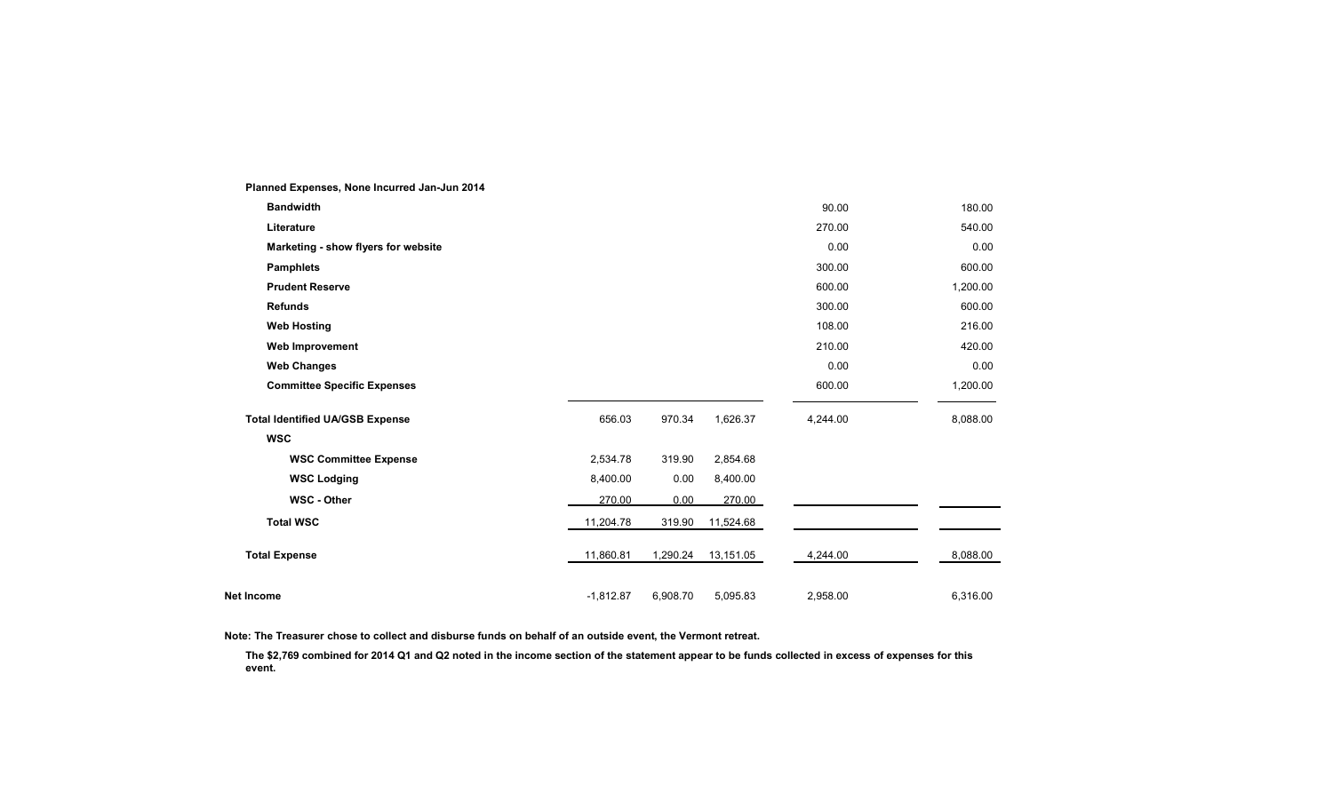| | | | | | |
|---|---|---|---|---|---|
| **Planned Expenses, None Incurred Jan-Jun 2014** | | | | | |
| **Bandwidth** | | | | 90.00 | 180.00 |
| **Literature** | | | | 270.00 | 540.00 |
| **Marketing - show flyers for website** | | | | 0.00 | 0.00 |
| **Pamphlets** | | | | 300.00 | 600.00 |
| **Prudent Reserve** | | | | 600.00 | 1,200.00 |
| **Refunds** | | | | 300.00 | 600.00 |
| **Web Hosting** | | | | 108.00 | 216.00 |
| **Web Improvement** | | | | 210.00 | 420.00 |
| **Web Changes** | | | | 0.00 | 0.00 |
| **Committee Specific Expenses** | | | | 600.00 | 1,200.00 |
| **Total Identified UA/GSB Expense** | 656.03 | 970.34 | 1,626.37 | 4,244.00 | 8,088.00 |
| **WSC** | | | | | |
| **WSC Committee Expense** | 2,534.78 | 319.90 | 2,854.68 | | |
| **WSC Lodging** | 8,400.00 | 0.00 | 8,400.00 | | |
| **WSC - Other** | 270.00 | 0.00 | 270.00 | | |
| **Total WSC** | 11,204.78 | 319.90 | 11,524.68 | | |
| **Total Expense** | 11,860.81 | 1,290.24 | 13,151.05 | 4,244.00 | 8,088.00 |
| **Net Income** | -1,812.87 | 6,908.70 | 5,095.83 | 2,958.00 | 6,316.00 |

**Note: The Treasurer chose to collect and disburse funds on behalf of an outside event, the Vermont retreat.**

**The $2,769 combined for 2014 Q1 and Q2 noted in the income section of the statement appear to be funds collected in excess of expenses for this event.**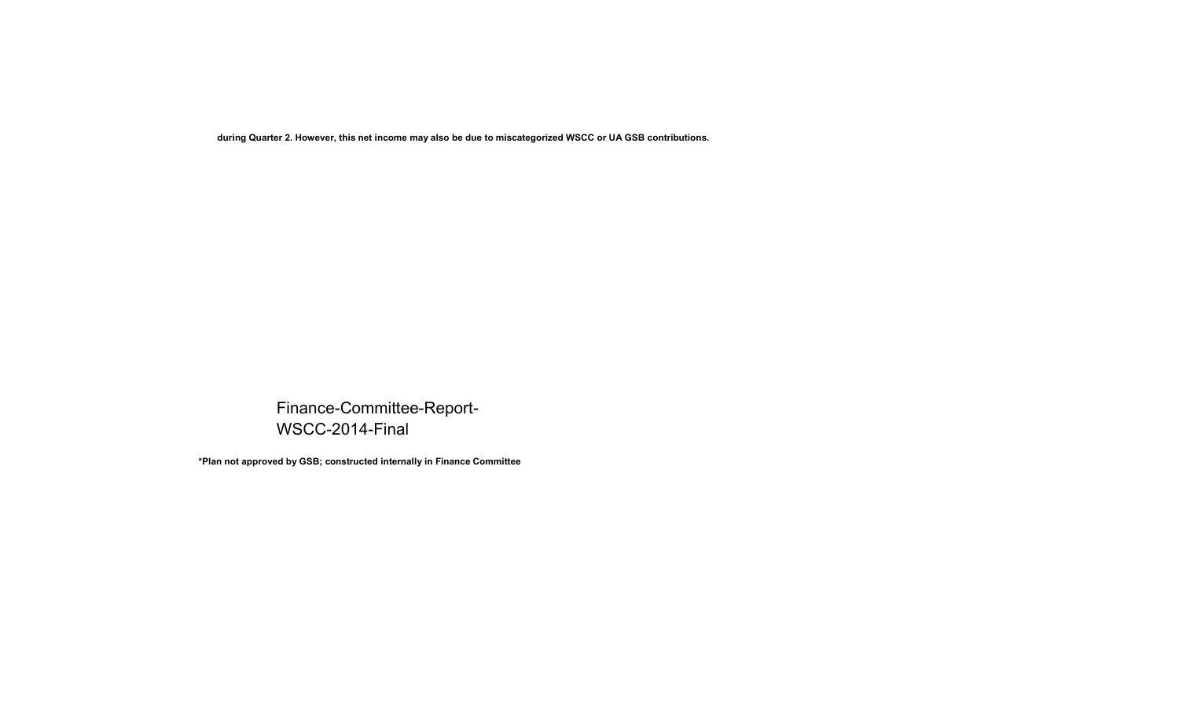**during Quarter 2. However, this net income may also be due to miscategorized WSCC or UA GSB contributions.**

Finance-Committee-Report-WSCC-2014-Final

***Plan not approved by GSB; constructed internally in Finance Committee**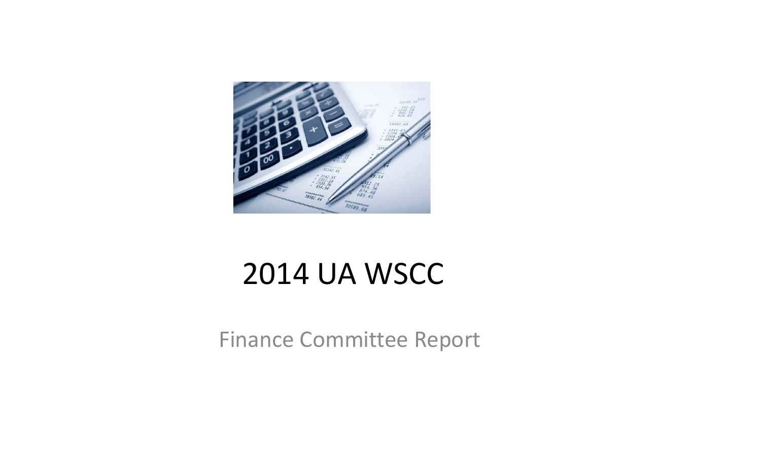# 2014 UA WSCC

Finance Committee Report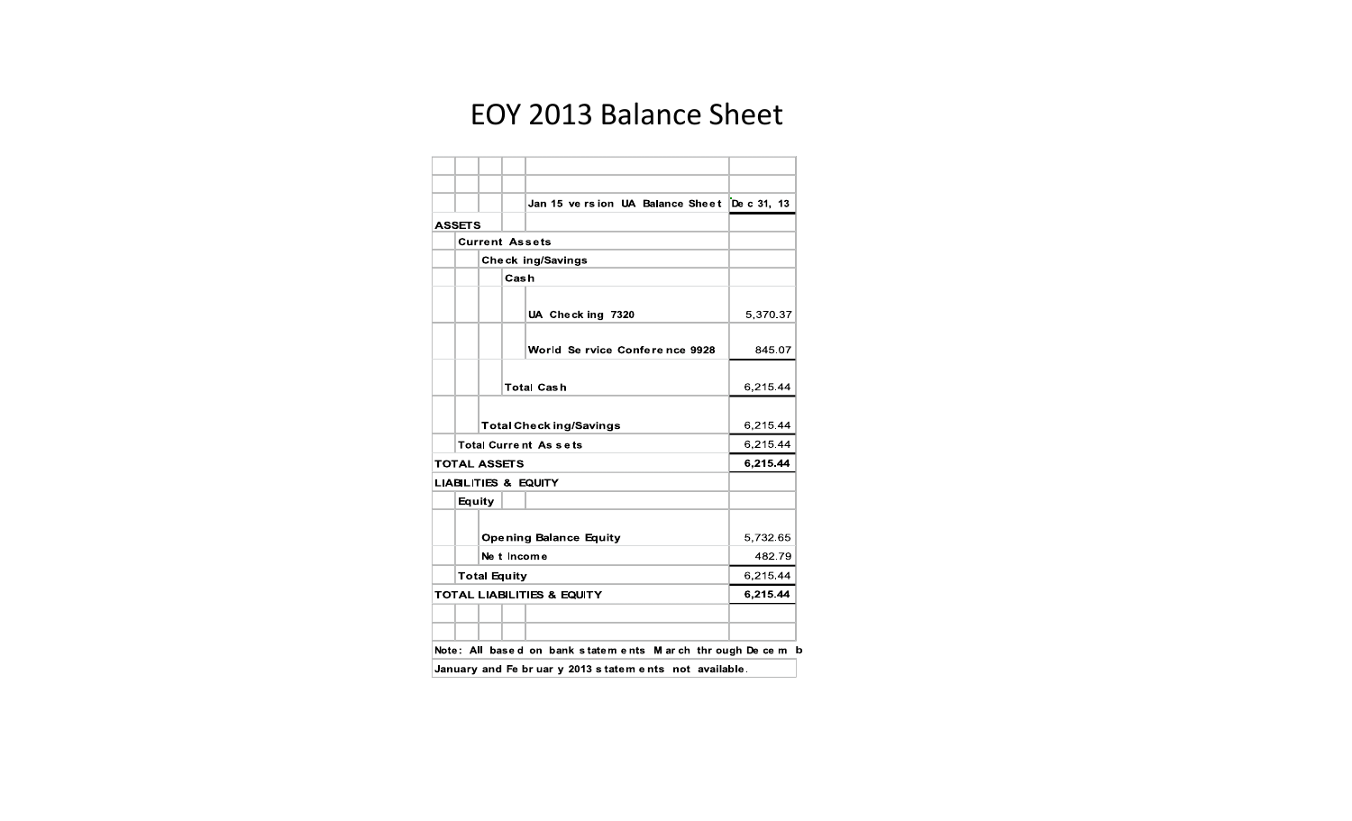# EOY 2013 Balance Sheet

| Jan 15 version UA Balance Sheet | Dec 31, 13 |
|---|---|
| **ASSETS** | |
| **Current Assets** | |
| **Checking/Savings** | |
| **Cash** | |
| **UA Checking 7320** | 5,370.37 |
| **World Service Conference 9928** | 845.07 |
| **Total Cash** | 6,215.44 |
| **Total Checking/Savings** | 6,215.44 |
| **Total Current Assets** | 6,215.44 |
| **TOTAL ASSETS** | **6,215.44** |
| **LIABILITIES & EQUITY** | |
| **Equity** | |
| **Opening Balance Equity** | 5,732.65 |
| **Net Income** | 482.79 |
| **Total Equity** | 6,215.44 |
| **TOTAL LIABILITIES & EQUITY** | **6,215.44** |

Note: All based on bank statements March through Decemb

January and February 2013 statements not available.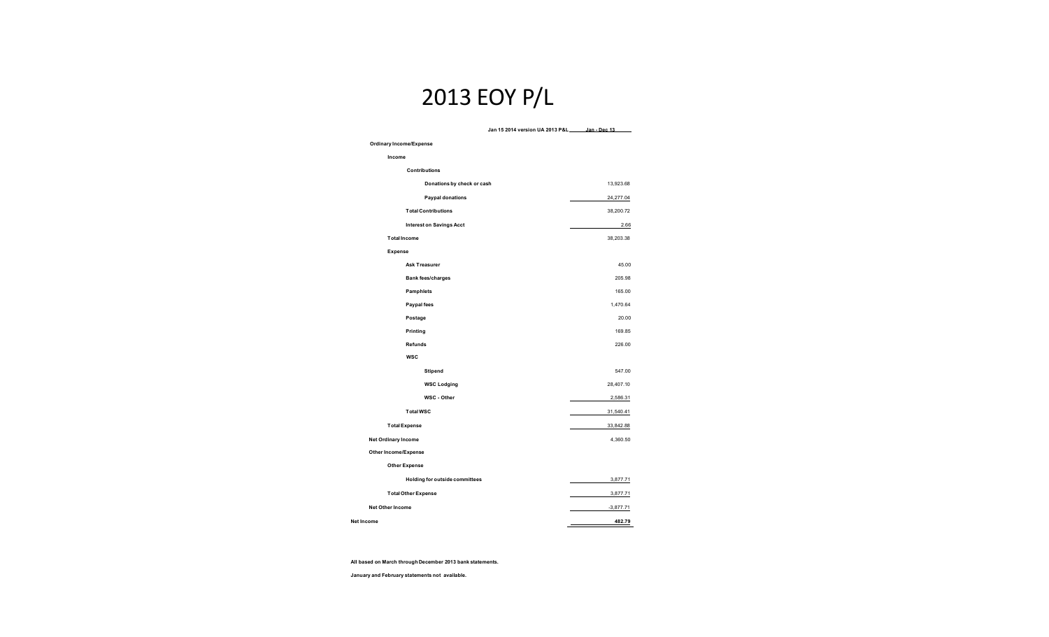# 2013 EOY P/L

| Jan 15 2014 version UA 2013 P&L | Jan - Dec 13 |
|---|---|
| **Ordinary Income/Expense** | |
| **Income** | |
| **Contributions** | |
| **Donations by check or cash** | 13,923.68 |
| **Paypal donations** | 24,277.04 |
| **Total Contributions** | 38,200.72 |
| **Interest on Savings Acct** | 2.66 |
| **Total Income** | 38,203.38 |
| **Expense** | |
| **Ask Treasurer** | 45.00 |
| **Bank fees/charges** | 205.98 |
| **Pamphlets** | 165.00 |
| **Paypal fees** | 1,470.64 |
| **Postage** | 20.00 |
| **Printing** | 169.85 |
| **Refunds** | 226.00 |
| **WSC** | |
| **Stipend** | 547.00 |
| **WSC Lodging** | 28,407.10 |
| **WSC - Other** | 2,586.31 |
| **Total WSC** | 31,540.41 |
| **Total Expense** | 33,842.88 |
| **Net Ordinary Income** | 4,360.50 |
| **Other Income/Expense** | |
| **Other Expense** | |
| **Holding for outside committees** | 3,877.71 |
| **Total Other Expense** | 3,877.71 |
| **Net Other Income** | -3,877.71 |
| **Net Income** | **482.79** |

**All based on March through December 2013 bank statements.**

**January and February statements not available.**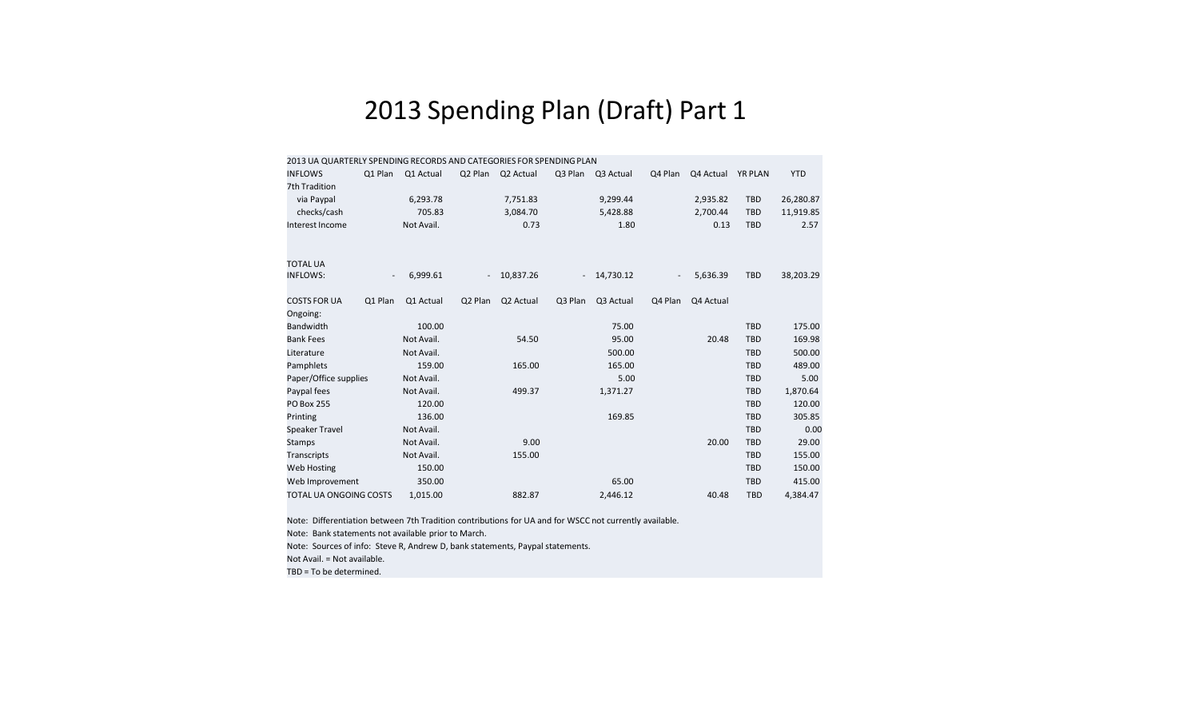# 2013 Spending Plan (Draft) Part 1

2013 UA QUARTERLY SPENDING RECORDS AND CATEGORIES FOR SPENDING PLAN

| INFLOWS | Q1 Plan | Q1 Actual | Q2 Plan | Q2 Actual | Q3 Plan | Q3 Actual | Q4 Plan | Q4 Actual | YR PLAN | YTD |
|---|---|---|---|---|---|---|---|---|---|---|
| 7th Tradition | | | | | | | | | | |
| via Paypal | | 6,293.78 | | 7,751.83 | | 9,299.44 | | 2,935.82 | TBD | 26,280.87 |
| checks/cash | | 705.83 | | 3,084.70 | | 5,428.88 | | 2,700.44 | TBD | 11,919.85 |
| Interest Income | | Not Avail. | | 0.73 | | 1.80 | | 0.13 | TBD | 2.57 |
| TOTAL UA INFLOWS: | - | 6,999.61 | - | 10,837.26 | - | 14,730.12 | - | 5,636.39 | TBD | 38,203.29 |

| COSTS FOR UA | Q1 Plan | Q1 Actual | Q2 Plan | Q2 Actual | Q3 Plan | Q3 Actual | Q4 Plan | Q4 Actual | | |
|---|---|---|---|---|---|---|---|---|---|---|
| Ongoing: | | | | | | | | | | |
| Bandwidth | | 100.00 | | | | 75.00 | | | TBD | 175.00 |
| Bank Fees | | Not Avail. | | 54.50 | | 95.00 | | 20.48 | TBD | 169.98 |
| Literature | | Not Avail. | | | | 500.00 | | | TBD | 500.00 |
| Pamphlets | | 159.00 | | 165.00 | | 165.00 | | | TBD | 489.00 |
| Paper/Office supplies | | Not Avail. | | | | 5.00 | | | TBD | 5.00 |
| Paypal fees | | Not Avail. | | 499.37 | | 1,371.27 | | | TBD | 1,870.64 |
| PO Box 255 | | 120.00 | | | | | | | TBD | 120.00 |
| Printing | | 136.00 | | | | 169.85 | | | TBD | 305.85 |
| Speaker Travel | | Not Avail. | | | | | | | TBD | 0.00 |
| Stamps | | Not Avail. | | 9.00 | | | | 20.00 | TBD | 29.00 |
| Transcripts | | Not Avail. | | 155.00 | | | | | TBD | 155.00 |
| Web Hosting | | 150.00 | | | | | | | TBD | 150.00 |
| Web Improvement | | 350.00 | | | | 65.00 | | | TBD | 415.00 |
| TOTAL UA ONGOING COSTS | | 1,015.00 | | 882.87 | | 2,446.12 | | 40.48 | TBD | 4,384.47 |

Note: Differentiation between 7th Tradition contributions for UA and for WSCC not currently available.

Note: Bank statements not available prior to March.

Note: Sources of info: Steve R, Andrew D, bank statements, Paypal statements.

Not Avail. = Not available.

TBD = To be determined.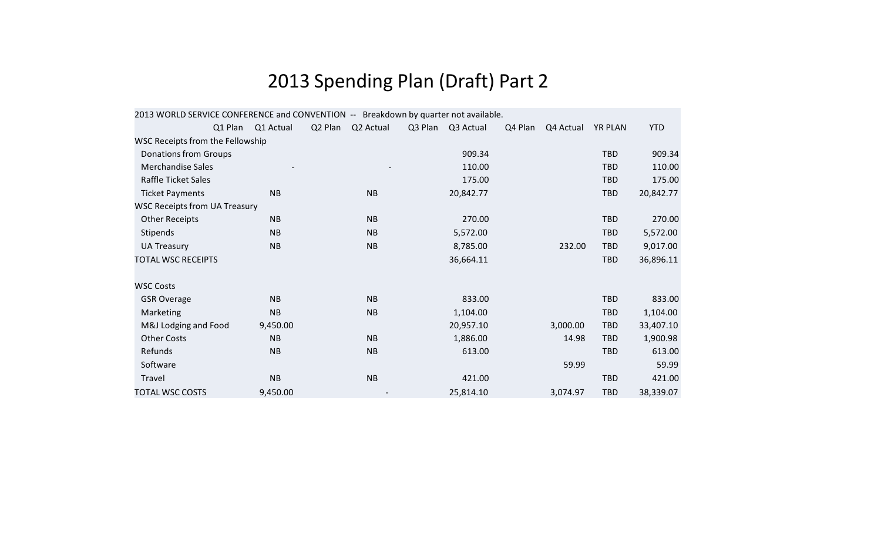# 2013 Spending Plan (Draft) Part 2

| 2013 WORLD SERVICE CONFERENCE and CONVENTION -- Breakdown by quarter not available. | | | | | | | | | | |
|---|---|---|---|---|---|---|---|---|---|---|
| | Q1 Plan | Q1 Actual | Q2 Plan | Q2 Actual | Q3 Plan | Q3 Actual | Q4 Plan | Q4 Actual | YR PLAN | YTD |
| WSC Receipts from the Fellowship | | | | | | | | | | |
| Donations from Groups | | | | | | 909.34 | | | TBD | 909.34 |
| Merchandise Sales | | - | | - | | 110.00 | | | TBD | 110.00 |
| Raffle Ticket Sales | | | | | | 175.00 | | | TBD | 175.00 |
| Ticket Payments | | NB | | NB | | 20,842.77 | | | TBD | 20,842.77 |
| WSC Receipts from UA Treasury | | | | | | | | | | |
| Other Receipts | | NB | | NB | | 270.00 | | | TBD | 270.00 |
| Stipends | | NB | | NB | | 5,572.00 | | | TBD | 5,572.00 |
| UA Treasury | | NB | | NB | | 8,785.00 | | 232.00 | TBD | 9,017.00 |
| TOTAL WSC RECEIPTS | | | | | | 36,664.11 | | | TBD | 36,896.11 |
| | | | | | | | | | | |
| WSC Costs | | | | | | | | | | |
| GSR Overage | | NB | | NB | | 833.00 | | | TBD | 833.00 |
| Marketing | | NB | | NB | | 1,104.00 | | | TBD | 1,104.00 |
| M&J Lodging and Food | | 9,450.00 | | | | 20,957.10 | | 3,000.00 | TBD | 33,407.10 |
| Other Costs | | NB | | NB | | 1,886.00 | | 14.98 | TBD | 1,900.98 |
| Refunds | | NB | | NB | | 613.00 | | | TBD | 613.00 |
| Software | | | | | | | | 59.99 | | 59.99 |
| Travel | | NB | | NB | | 421.00 | | | TBD | 421.00 |
| TOTAL WSC COSTS | | 9,450.00 | | - | | 25,814.10 | | 3,074.97 | TBD | 38,339.07 |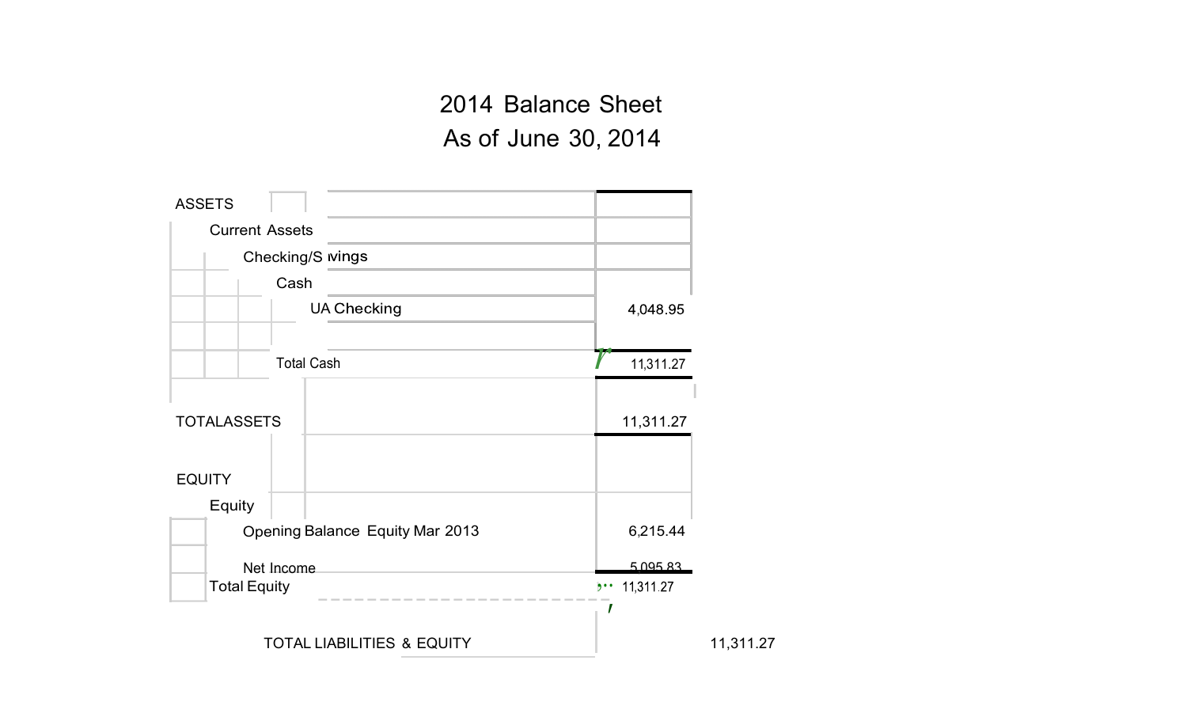# 2014 Balance Sheet

## As of June 30, 2014

| | |
|---|---|
| ASSETS | |
| Current Assets | |
| Checking/S vings | |
| Cash | |
| UA Checking | 4,048.95 |
| | |
| Total Cash | 11,311.27 |
| | |
| TOTALASSETS | 11,311.27 |
| | |
| EQUITY | |
| Equity | |
| Opening Balance Equity Mar 2013 | 6,215.44 |
| Net Income | 5,095.83 |
| Total Equity | 11,311.27 |
| | |
| TOTAL LIABILITIES & EQUITY | 11,311.27 |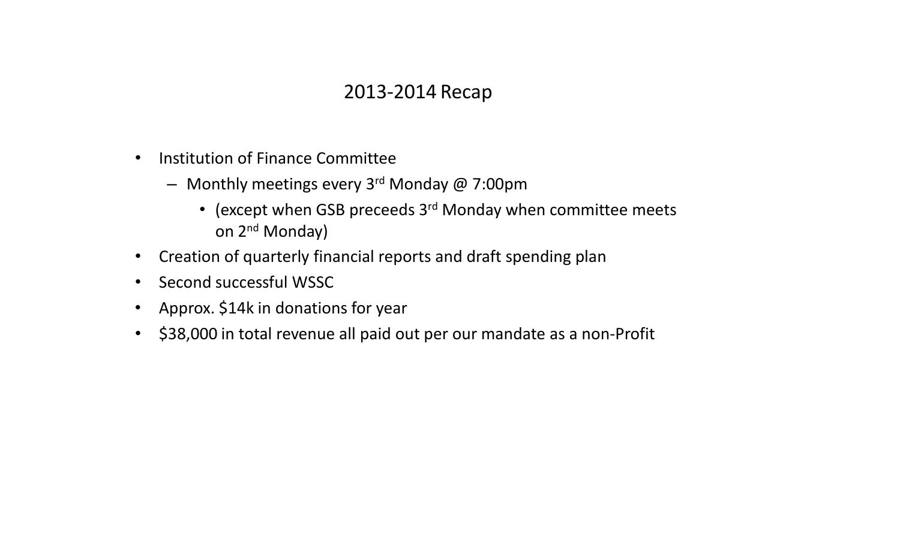# 2013-2014 Recap

- Institution of Finance Committee
  - Monthly meetings every 3rd Monday @ 7:00pm
    - (except when GSB preceeds 3rd Monday when committee meets on 2nd Monday)
- Creation of quarterly financial reports and draft spending plan
- Second successful WSSC
- Approx. $14k in donations for year
- $38,000 in total revenue all paid out per our mandate as a non-Profit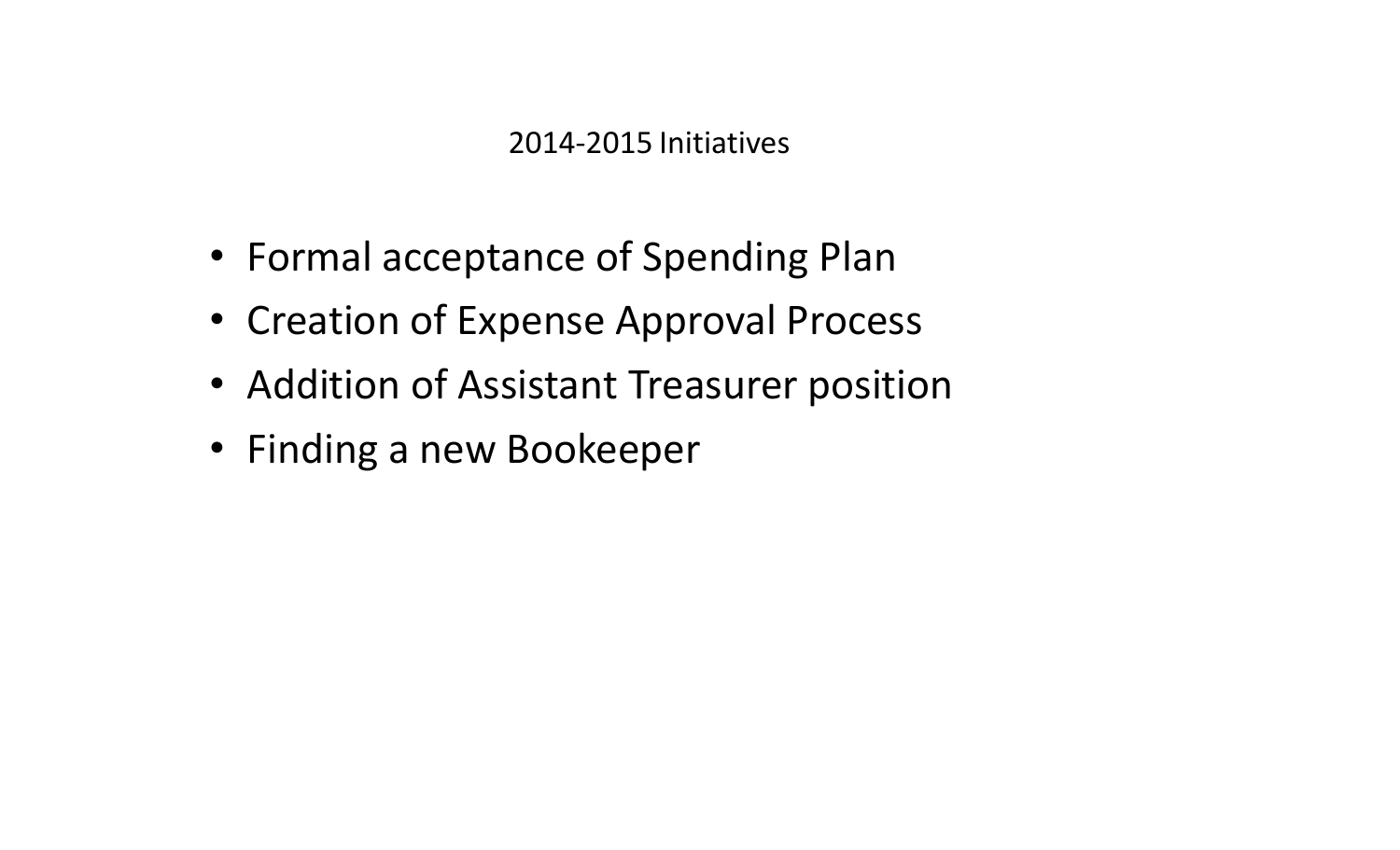## 2014-2015 Initiatives

- Formal acceptance of Spending Plan
- Creation of Expense Approval Process
- Addition of Assistant Treasurer position
- Finding a new Bookeeper